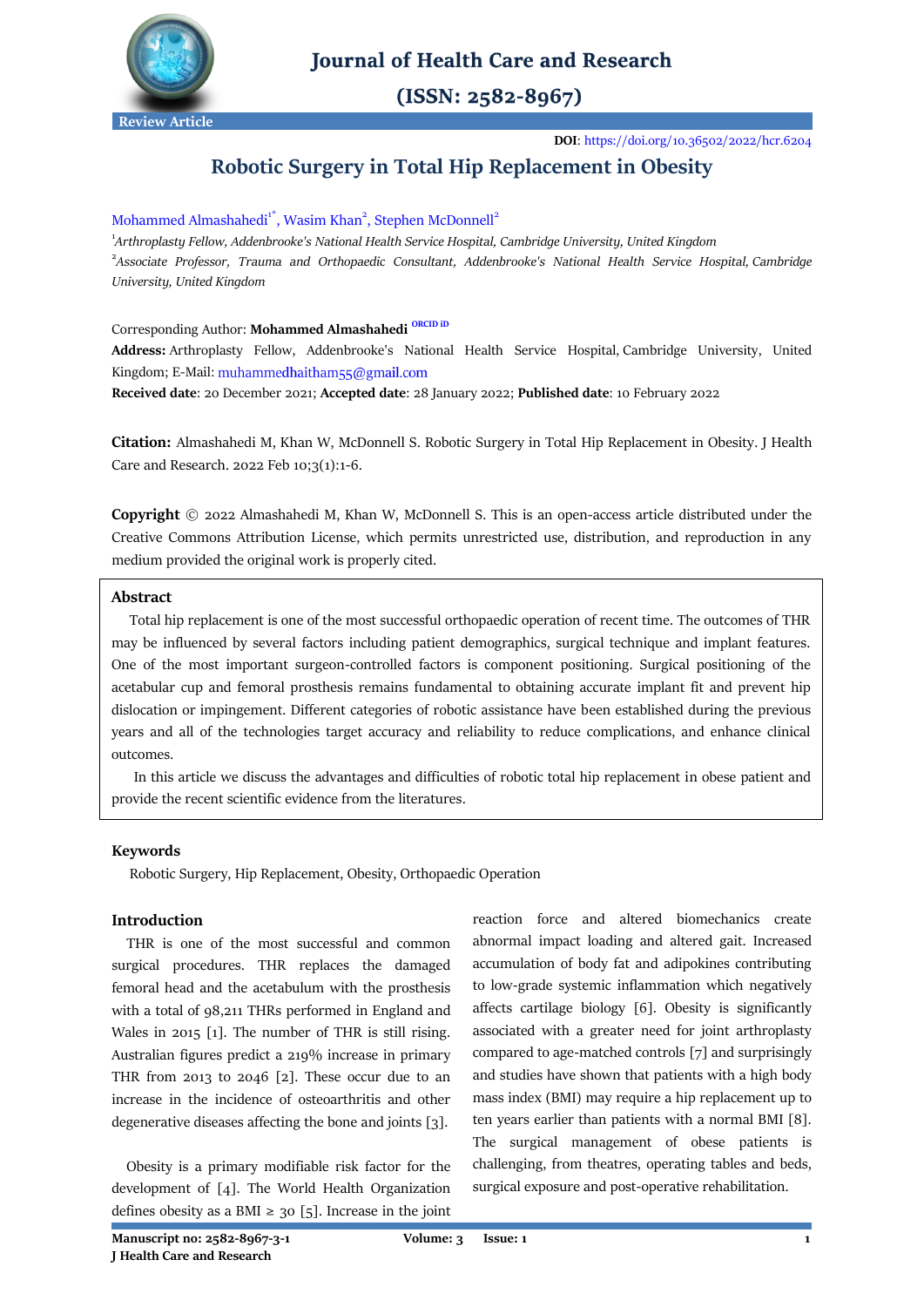Journal of Health Care and Research

(ISSN: 2582-8967)

Review Article

**DOI**: https://doi.org/10.36502/2022/hcr.6204

# Robotic Surgery in Total Hip Replacement in Obesity

Mohammed Almashahedi[1*], Wasim Khan[2], Stephen McDonnell[2]

[1]*Arthroplasty Fellow, Addenbrooke's National Health Service Hospital, Cambridge University, United Kingdom*

[2]*Associate Professor, Trauma and Orthopaedic Consultant, Addenbrooke's National Health Service Hospital, Cambridge University, United Kingdom*

Corresponding Author: **Mohammed Almashahedi** ORCID iD

**Address:** Arthroplasty Fellow, Addenbrooke's National Health Service Hospital, Cambridge University, United Kingdom; E-Mail: muhammedhaitham55@gmail.com

**Received date**: 20 December 2021; **Accepted date**: 28 January 2022; **Published date**: 10 February 2022

**Citation:** Almashahedi M, Khan W, McDonnell S. Robotic Surgery in Total Hip Replacement in Obesity. J Health Care and Research. 2022 Feb 10;3(1):1-6.

**Copyright** © 2022 Almashahedi M, Khan W, McDonnell S. This is an open-access article distributed under the Creative Commons Attribution License, which permits unrestricted use, distribution, and reproduction in any medium provided the original work is properly cited.

## Abstract

Total hip replacement is one of the most successful orthopaedic operation of recent time. The outcomes of THR may be influenced by several factors including patient demographics, surgical technique and implant features. One of the most important surgeon-controlled factors is component positioning. Surgical positioning of the acetabular cup and femoral prosthesis remains fundamental to obtaining accurate implant fit and prevent hip dislocation or impingement. Different categories of robotic assistance have been established during the previous years and all of the technologies target accuracy and reliability to reduce complications, and enhance clinical outcomes.

In this article we discuss the advantages and difficulties of robotic total hip replacement in obese patient and provide the recent scientific evidence from the literatures.

## Keywords

Robotic Surgery, Hip Replacement, Obesity, Orthopaedic Operation

## Introduction

THR is one of the most successful and common surgical procedures. THR replaces the damaged femoral head and the acetabulum with the prosthesis with a total of 98,211 THRs performed in England and Wales in 2015 [1]. The number of THR is still rising. Australian figures predict a 219% increase in primary THR from 2013 to 2046 [2]. These occur due to an increase in the incidence of osteoarthritis and other degenerative diseases affecting the bone and joints [3].

Obesity is a primary modifiable risk factor for the development of [4]. The World Health Organization defines obesity as a BMI ≥ 30 [5]. Increase in the joint reaction force and altered biomechanics create abnormal impact loading and altered gait. Increased accumulation of body fat and adipokines contributing to low-grade systemic inflammation which negatively affects cartilage biology [6]. Obesity is significantly associated with a greater need for joint arthroplasty compared to age-matched controls [7] and surprisingly and studies have shown that patients with a high body mass index (BMI) may require a hip replacement up to ten years earlier than patients with a normal BMI [8]. The surgical management of obese patients is challenging, from theatres, operating tables and beds, surgical exposure and post-operative rehabilitation.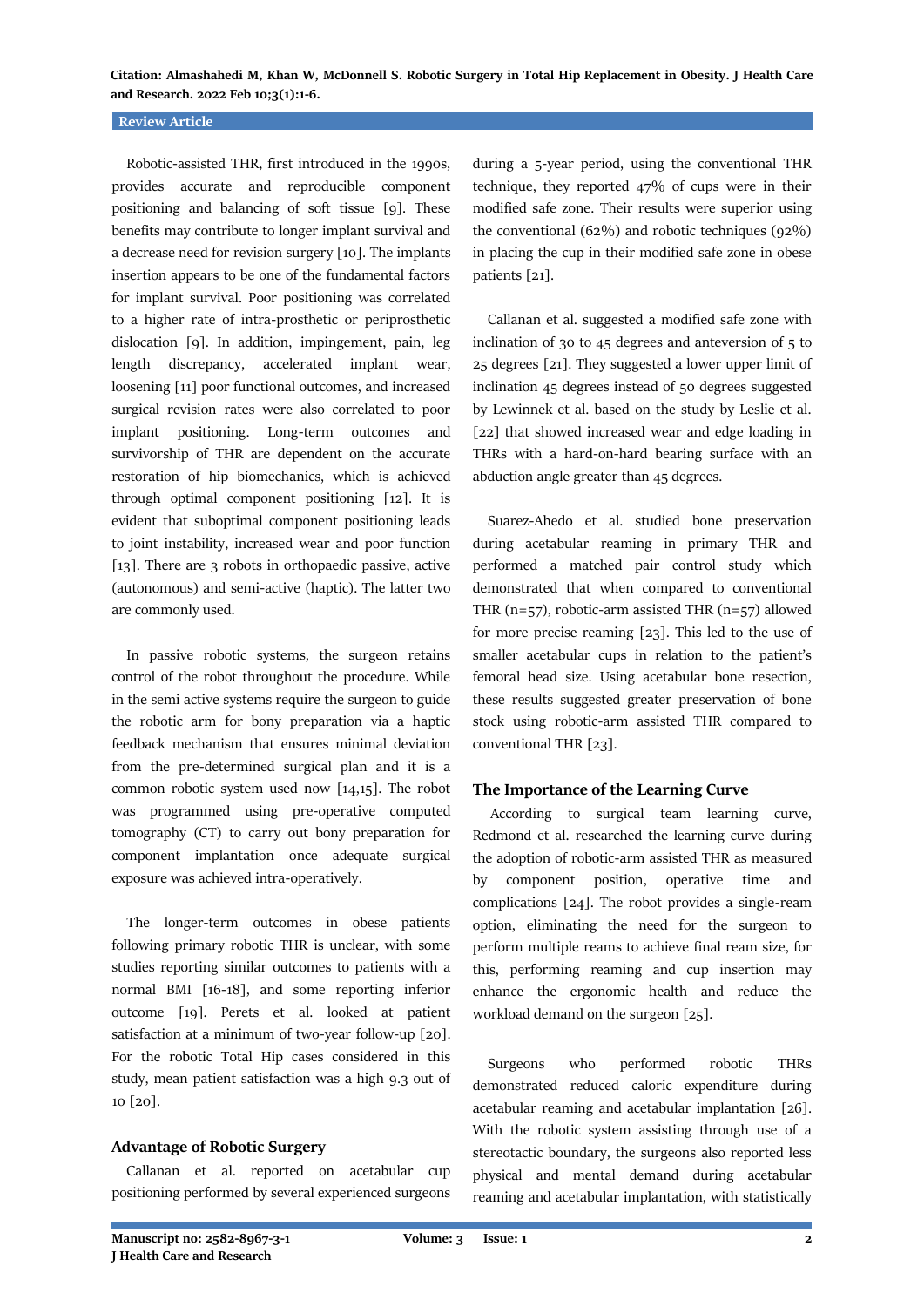Robotic-assisted THR, first introduced in the 1990s, provides accurate and reproducible component positioning and balancing of soft tissue [9]. These benefits may contribute to longer implant survival and a decrease need for revision surgery [10]. The implants insertion appears to be one of the fundamental factors for implant survival. Poor positioning was correlated to a higher rate of intra-prosthetic or periprosthetic dislocation [9]. In addition, impingement, pain, leg length discrepancy, accelerated implant wear, loosening [11] poor functional outcomes, and increased surgical revision rates were also correlated to poor implant positioning. Long-term outcomes and survivorship of THR are dependent on the accurate restoration of hip biomechanics, which is achieved through optimal component positioning [12]. It is evident that suboptimal component positioning leads to joint instability, increased wear and poor function [13]. There are 3 robots in orthopaedic passive, active (autonomous) and semi-active (haptic). The latter two are commonly used.

In passive robotic systems, the surgeon retains control of the robot throughout the procedure. While in the semi active systems require the surgeon to guide the robotic arm for bony preparation via a haptic feedback mechanism that ensures minimal deviation from the pre-determined surgical plan and it is a common robotic system used now [14,15]. The robot was programmed using pre-operative computed tomography (CT) to carry out bony preparation for component implantation once adequate surgical exposure was achieved intra-operatively.

The longer-term outcomes in obese patients following primary robotic THR is unclear, with some studies reporting similar outcomes to patients with a normal BMI [16-18], and some reporting inferior outcome [19]. Perets et al. looked at patient satisfaction at a minimum of two-year follow-up [20]. For the robotic Total Hip cases considered in this study, mean patient satisfaction was a high 9.3 out of 10 [20].

## Advantage of Robotic Surgery

Callanan et al. reported on acetabular cup positioning performed by several experienced surgeons during a 5-year period, using the conventional THR technique, they reported 47% of cups were in their modified safe zone. Their results were superior using the conventional (62%) and robotic techniques (92%) in placing the cup in their modified safe zone in obese patients [21].

Callanan et al. suggested a modified safe zone with inclination of 30 to 45 degrees and anteversion of 5 to 25 degrees [21]. They suggested a lower upper limit of inclination 45 degrees instead of 50 degrees suggested by Lewinnek et al. based on the study by Leslie et al. [22] that showed increased wear and edge loading in THRs with a hard-on-hard bearing surface with an abduction angle greater than 45 degrees.

Suarez-Ahedo et al. studied bone preservation during acetabular reaming in primary THR and performed a matched pair control study which demonstrated that when compared to conventional THR (n=57), robotic-arm assisted THR (n=57) allowed for more precise reaming [23]. This led to the use of smaller acetabular cups in relation to the patient's femoral head size. Using acetabular bone resection, these results suggested greater preservation of bone stock using robotic-arm assisted THR compared to conventional THR [23].

## The Importance of the Learning Curve

According to surgical team learning curve, Redmond et al. researched the learning curve during the adoption of robotic-arm assisted THR as measured by component position, operative time and complications [24]. The robot provides a single-ream option, eliminating the need for the surgeon to perform multiple reams to achieve final ream size, for this, performing reaming and cup insertion may enhance the ergonomic health and reduce the workload demand on the surgeon [25].

Surgeons who performed robotic THRs demonstrated reduced caloric expenditure during acetabular reaming and acetabular implantation [26]. With the robotic system assisting through use of a stereotactic boundary, the surgeons also reported less physical and mental demand during acetabular reaming and acetabular implantation, with statistically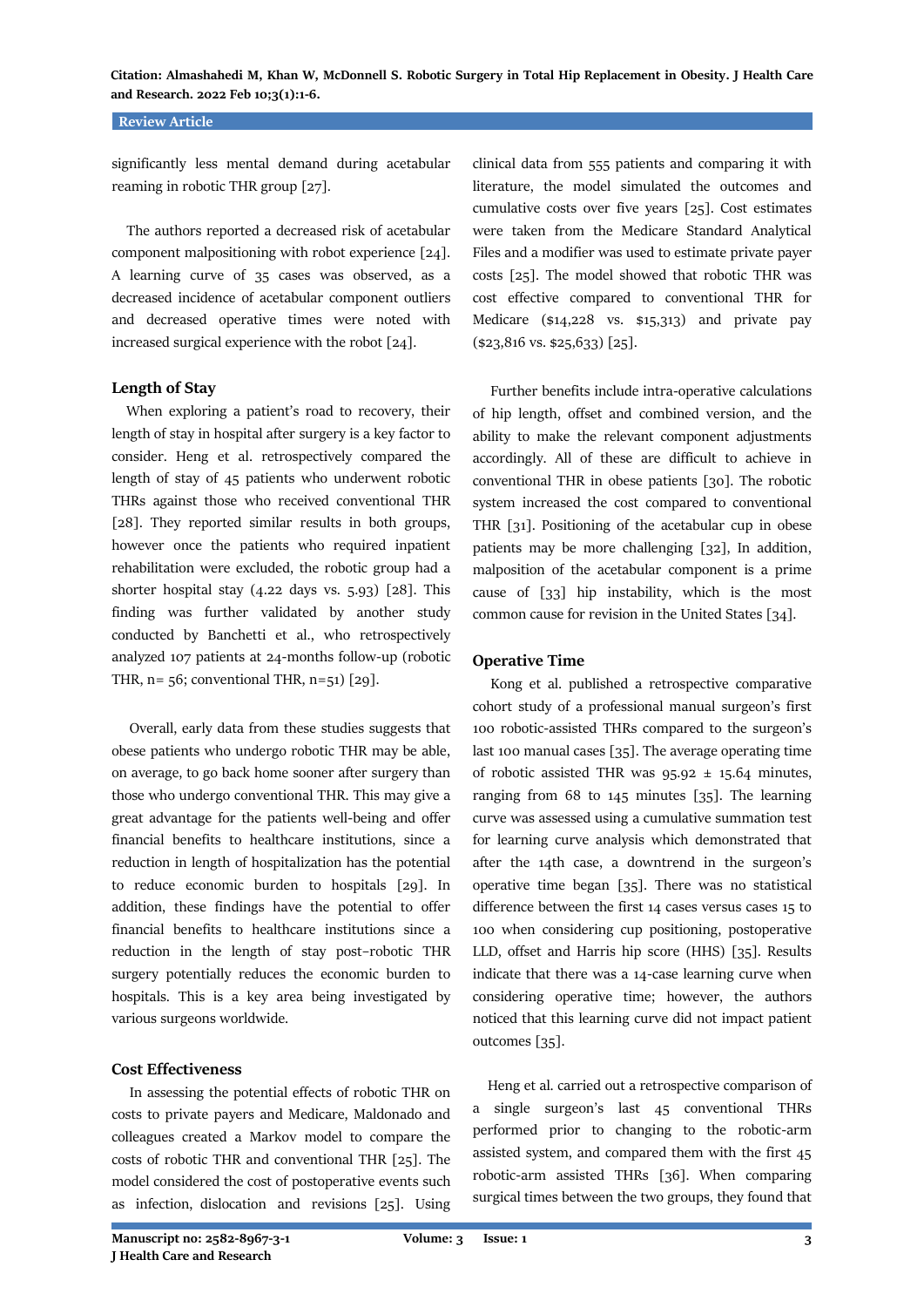significantly less mental demand during acetabular reaming in robotic THR group [27].

The authors reported a decreased risk of acetabular component malpositioning with robot experience [24]. A learning curve of 35 cases was observed, as a decreased incidence of acetabular component outliers and decreased operative times were noted with increased surgical experience with the robot [24].

## Length of Stay

When exploring a patient's road to recovery, their length of stay in hospital after surgery is a key factor to consider. Heng et al. retrospectively compared the length of stay of 45 patients who underwent robotic THRs against those who received conventional THR [28]. They reported similar results in both groups, however once the patients who required inpatient rehabilitation were excluded, the robotic group had a shorter hospital stay (4.22 days vs. 5.93) [28]. This finding was further validated by another study conducted by Banchetti et al., who retrospectively analyzed 107 patients at 24-months follow-up (robotic THR, n= 56; conventional THR, n=51) [29].

Overall, early data from these studies suggests that obese patients who undergo robotic THR may be able, on average, to go back home sooner after surgery than those who undergo conventional THR. This may give a great advantage for the patients well-being and offer financial benefits to healthcare institutions, since a reduction in length of hospitalization has the potential to reduce economic burden to hospitals [29]. In addition, these findings have the potential to offer financial benefits to healthcare institutions since a reduction in the length of stay post-robotic THR surgery potentially reduces the economic burden to hospitals. This is a key area being investigated by various surgeons worldwide.

## Cost Effectiveness

In assessing the potential effects of robotic THR on costs to private payers and Medicare, Maldonado and colleagues created a Markov model to compare the costs of robotic THR and conventional THR [25]. The model considered the cost of postoperative events such as infection, dislocation and revisions [25]. Using clinical data from 555 patients and comparing it with literature, the model simulated the outcomes and cumulative costs over five years [25]. Cost estimates were taken from the Medicare Standard Analytical Files and a modifier was used to estimate private payer costs [25]. The model showed that robotic THR was cost effective compared to conventional THR for Medicare ($14,228 vs. $15,313) and private pay ($23,816 vs. $25,633) [25].

Further benefits include intra-operative calculations of hip length, offset and combined version, and the ability to make the relevant component adjustments accordingly. All of these are difficult to achieve in conventional THR in obese patients [30]. The robotic system increased the cost compared to conventional THR [31]. Positioning of the acetabular cup in obese patients may be more challenging [32], In addition, malposition of the acetabular component is a prime cause of [33] hip instability, which is the most common cause for revision in the United States [34].

## Operative Time

Kong et al. published a retrospective comparative cohort study of a professional manual surgeon's first 100 robotic-assisted THRs compared to the surgeon's last 100 manual cases [35]. The average operating time of robotic assisted THR was 95.92 ± 15.64 minutes, ranging from 68 to 145 minutes [35]. The learning curve was assessed using a cumulative summation test for learning curve analysis which demonstrated that after the 14th case, a downtrend in the surgeon's operative time began [35]. There was no statistical difference between the first 14 cases versus cases 15 to 100 when considering cup positioning, postoperative LLD, offset and Harris hip score (HHS) [35]. Results indicate that there was a 14-case learning curve when considering operative time; however, the authors noticed that this learning curve did not impact patient outcomes [35].

Heng et al. carried out a retrospective comparison of a single surgeon's last 45 conventional THRs performed prior to changing to the robotic-arm assisted system, and compared them with the first 45 robotic-arm assisted THRs [36]. When comparing surgical times between the two groups, they found that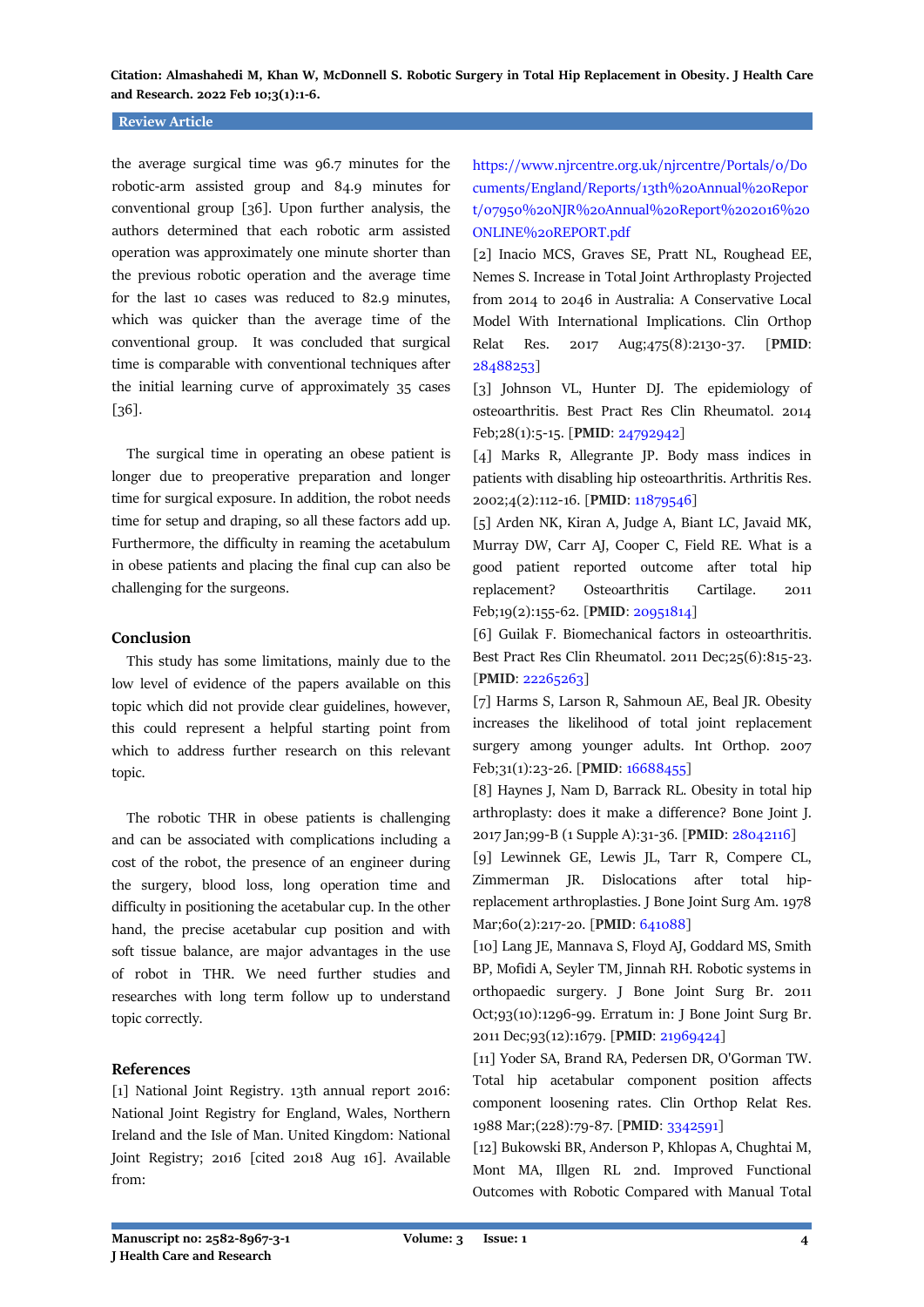the average surgical time was 96.7 minutes for the robotic-arm assisted group and 84.9 minutes for conventional group [36]. Upon further analysis, the authors determined that each robotic arm assisted operation was approximately one minute shorter than the previous robotic operation and the average time for the last 10 cases was reduced to 82.9 minutes, which was quicker than the average time of the conventional group. It was concluded that surgical time is comparable with conventional techniques after the initial learning curve of approximately 35 cases [36].

The surgical time in operating an obese patient is longer due to preoperative preparation and longer time for surgical exposure. In addition, the robot needs time for setup and draping, so all these factors add up. Furthermore, the difficulty in reaming the acetabulum in obese patients and placing the final cup can also be challenging for the surgeons.

## Conclusion

This study has some limitations, mainly due to the low level of evidence of the papers available on this topic which did not provide clear guidelines, however, this could represent a helpful starting point from which to address further research on this relevant topic.

The robotic THR in obese patients is challenging and can be associated with complications including a cost of the robot, the presence of an engineer during the surgery, blood loss, long operation time and difficulty in positioning the acetabular cup. In the other hand, the precise acetabular cup position and with soft tissue balance, are major advantages in the use of robot in THR. We need further studies and researches with long term follow up to understand topic correctly.

## References

[1] National Joint Registry. 13th annual report 2016: National Joint Registry for England, Wales, Northern Ireland and the Isle of Man. United Kingdom: National Joint Registry; 2016 [cited 2018 Aug 16]. Available from: https://www.njrcentre.org.uk/njrcentre/Portals/0/Documents/England/Reports/13th%20Annual%20Report/07950%20NJR%20Annual%20Report%202016%20ONLINE%20REPORT.pdf

[2] Inacio MCS, Graves SE, Pratt NL, Roughead EE, Nemes S. Increase in Total Joint Arthroplasty Projected from 2014 to 2046 in Australia: A Conservative Local Model With International Implications. Clin Orthop Relat Res. 2017 Aug;475(8):2130-37. [**PMID**: 28488253]

[3] Johnson VL, Hunter DJ. The epidemiology of osteoarthritis. Best Pract Res Clin Rheumatol. 2014 Feb;28(1):5-15. [**PMID**: 24792942]

[4] Marks R, Allegrante JP. Body mass indices in patients with disabling hip osteoarthritis. Arthritis Res. 2002;4(2):112-16. [**PMID**: 11879546]

[5] Arden NK, Kiran A, Judge A, Biant LC, Javaid MK, Murray DW, Carr AJ, Cooper C, Field RE. What is a good patient reported outcome after total hip replacement? Osteoarthritis Cartilage. 2011 Feb;19(2):155-62. [**PMID**: 20951814]

[6] Guilak F. Biomechanical factors in osteoarthritis. Best Pract Res Clin Rheumatol. 2011 Dec;25(6):815-23. [**PMID**: 22265263]

[7] Harms S, Larson R, Sahmoun AE, Beal JR. Obesity increases the likelihood of total joint replacement surgery among younger adults. Int Orthop. 2007 Feb;31(1):23-26. [**PMID**: 16688455]

[8] Haynes J, Nam D, Barrack RL. Obesity in total hip arthroplasty: does it make a difference? Bone Joint J. 2017 Jan;99-B (1 Supple A):31-36. [**PMID**: 28042116]

[9] Lewinnek GE, Lewis JL, Tarr R, Compere CL, Zimmerman JR. Dislocations after total hip-replacement arthroplasties. J Bone Joint Surg Am. 1978 Mar;60(2):217-20. [**PMID**: 641088]

[10] Lang JE, Mannava S, Floyd AJ, Goddard MS, Smith BP, Mofidi A, Seyler TM, Jinnah RH. Robotic systems in orthopaedic surgery. J Bone Joint Surg Br. 2011 Oct;93(10):1296-99. Erratum in: J Bone Joint Surg Br. 2011 Dec;93(12):1679. [**PMID**: 21969424]

[11] Yoder SA, Brand RA, Pedersen DR, O'Gorman TW. Total hip acetabular component position affects component loosening rates. Clin Orthop Relat Res. 1988 Mar;(228):79-87. [**PMID**: 3342591]

[12] Bukowski BR, Anderson P, Khlopas A, Chughtai M, Mont MA, Illgen RL 2nd. Improved Functional Outcomes with Robotic Compared with Manual Total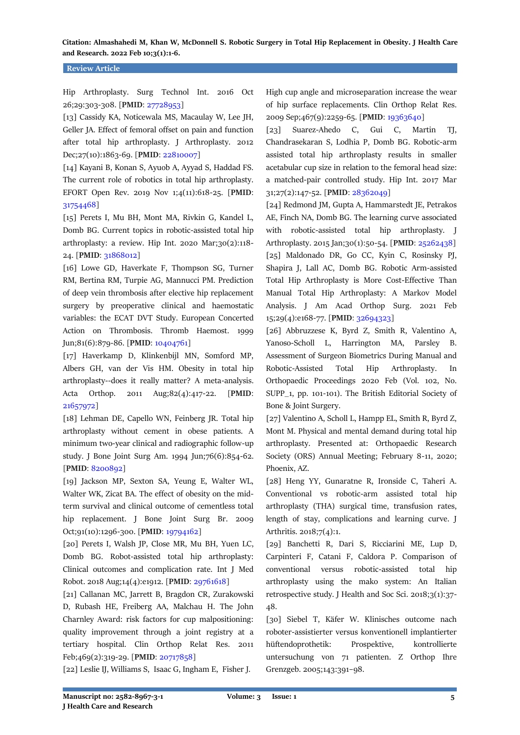Hip Arthroplasty. Surg Technol Int. 2016 Oct 26;29:303-308. [**PMID**: 27728953]

[13] Cassidy KA, Noticewala MS, Macaulay W, Lee JH, Geller JA. Effect of femoral offset on pain and function after total hip arthroplasty. J Arthroplasty. 2012 Dec;27(10):1863-69. [**PMID**: 22810007]

[14] Kayani B, Konan S, Ayuob A, Ayyad S, Haddad FS. The current role of robotics in total hip arthroplasty. EFORT Open Rev. 2019 Nov 1;4(11):618-25. [**PMID**: 31754468]

[15] Perets I, Mu BH, Mont MA, Rivkin G, Kandel L, Domb BG. Current topics in robotic-assisted total hip arthroplasty: a review. Hip Int. 2020 Mar;30(2):118-24. [**PMID**: 31868012]

[16] Lowe GD, Haverkate F, Thompson SG, Turner RM, Bertina RM, Turpie AG, Mannucci PM. Prediction of deep vein thrombosis after elective hip replacement surgery by preoperative clinical and haemostatic variables: the ECAT DVT Study. European Concerted Action on Thrombosis. Thromb Haemost. 1999 Jun;81(6):879-86. [**PMID**: 10404761]

[17] Haverkamp D, Klinkenbijl MN, Somford MP, Albers GH, van der Vis HM. Obesity in total hip arthroplasty--does it really matter? A meta-analysis. Acta Orthop. 2011 Aug;82(4):417-22. [**PMID**: 21657972]

[18] Lehman DE, Capello WN, Feinberg JR. Total hip arthroplasty without cement in obese patients. A minimum two-year clinical and radiographic follow-up study. J Bone Joint Surg Am. 1994 Jun;76(6):854-62. [**PMID**: 8200892]

[19] Jackson MP, Sexton SA, Yeung E, Walter WL, Walter WK, Zicat BA. The effect of obesity on the mid-term survival and clinical outcome of cementless total hip replacement. J Bone Joint Surg Br. 2009 Oct;91(10):1296-300. [**PMID**: 19794162]

[20] Perets I, Walsh JP, Close MR, Mu BH, Yuen LC, Domb BG. Robot-assisted total hip arthroplasty: Clinical outcomes and complication rate. Int J Med Robot. 2018 Aug;14(4):e1912. [**PMID**: 29761618]

[21] Callanan MC, Jarrett B, Bragdon CR, Zurakowski D, Rubash HE, Freiberg AA, Malchau H. The John Charnley Award: risk factors for cup malpositioning: quality improvement through a joint registry at a tertiary hospital. Clin Orthop Relat Res. 2011 Feb;469(2):319-29. [**PMID**: 20717858]

[22] Leslie IJ, Williams S, Isaac G, Ingham E, Fisher J. High cup angle and microseparation increase the wear of hip surface replacements. Clin Orthop Relat Res. 2009 Sep;467(9):2259-65. [**PMID**: 19363640]

[23] Suarez-Ahedo C, Gui C, Martin TJ, Chandrasekaran S, Lodhia P, Domb BG. Robotic-arm assisted total hip arthroplasty results in smaller acetabular cup size in relation to the femoral head size: a matched-pair controlled study. Hip Int. 2017 Mar 31;27(2):147-52. [**PMID**: 28362049]

[24] Redmond JM, Gupta A, Hammarstedt JE, Petrakos AE, Finch NA, Domb BG. The learning curve associated with robotic-assisted total hip arthroplasty. J Arthroplasty. 2015 Jan;30(1):50-54. [**PMID**: 25262438]

[25] Maldonado DR, Go CC, Kyin C, Rosinsky PJ, Shapira J, Lall AC, Domb BG. Robotic Arm-assisted Total Hip Arthroplasty is More Cost-Effective Than Manual Total Hip Arthroplasty: A Markov Model Analysis. J Am Acad Orthop Surg. 2021 Feb 15;29(4):e168-77. [**PMID**: 32694323]

[26] Abbruzzese K, Byrd Z, Smith R, Valentino A, Yanoso-Scholl L, Harrington MA, Parsley B. Assessment of Surgeon Biometrics During Manual and Robotic-Assisted Total Hip Arthroplasty. In Orthopaedic Proceedings 2020 Feb (Vol. 102, No. SUPP_1, pp. 101-101). The British Editorial Society of Bone & Joint Surgery.

[27] Valentino A, Scholl L, Hampp EL, Smith R, Byrd Z, Mont M. Physical and mental demand during total hip arthroplasty. Presented at: Orthopaedic Research Society (ORS) Annual Meeting; February 8-11, 2020; Phoenix, AZ.

[28] Heng YY, Gunaratne R, Ironside C, Taheri A. Conventional vs robotic-arm assisted total hip arthroplasty (THA) surgical time, transfusion rates, length of stay, complications and learning curve. J Arthritis. 2018;7(4):1.

[29] Banchetti R, Dari S, Ricciarini ME, Lup D, Carpinteri F, Catani F, Caldora P. Comparison of conventional versus robotic-assisted total hip arthroplasty using the mako system: An Italian retrospective study. J Health and Soc Sci. 2018;3(1):37-48.

[30] Siebel T, Käfer W. Klinisches outcome nach roboter-assistierter versus konventionell implantierter hüftendoprothetik: Prospektive, kontrollierte untersuchung von 71 patienten. Z Orthop Ihre Grenzgeb. 2005;143:391–98.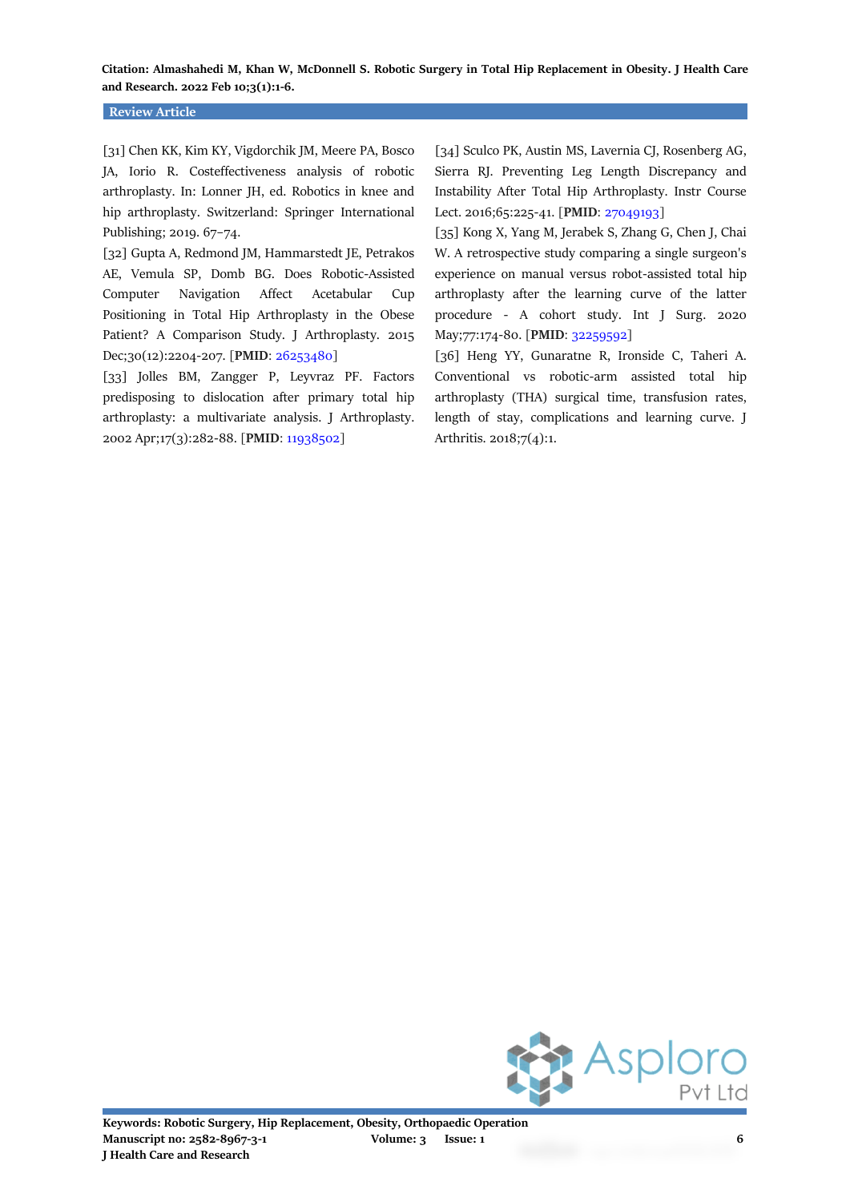[31] Chen KK, Kim KY, Vigdorchik JM, Meere PA, Bosco JA, Iorio R. Costeffectiveness analysis of robotic arthroplasty. In: Lonner JH, ed. Robotics in knee and hip arthroplasty. Switzerland: Springer International Publishing; 2019. 67–74.

[32] Gupta A, Redmond JM, Hammarstedt JE, Petrakos AE, Vemula SP, Domb BG. Does Robotic-Assisted Computer Navigation Affect Acetabular Cup Positioning in Total Hip Arthroplasty in the Obese Patient? A Comparison Study. J Arthroplasty. 2015 Dec;30(12):2204-207. [**PMID**: 26253480]

[33] Jolles BM, Zangger P, Leyvraz PF. Factors predisposing to dislocation after primary total hip arthroplasty: a multivariate analysis. J Arthroplasty. 2002 Apr;17(3):282-88. [**PMID**: 11938502]

[34] Sculco PK, Austin MS, Lavernia CJ, Rosenberg AG, Sierra RJ. Preventing Leg Length Discrepancy and Instability After Total Hip Arthroplasty. Instr Course Lect. 2016;65:225-41. [**PMID**: 27049193]

[35] Kong X, Yang M, Jerabek S, Zhang G, Chen J, Chai W. A retrospective study comparing a single surgeon's experience on manual versus robot-assisted total hip arthroplasty after the learning curve of the latter procedure - A cohort study. Int J Surg. 2020 May;77:174-80. [**PMID**: 32259592]

[36] Heng YY, Gunaratne R, Ironside C, Taheri A. Conventional vs robotic-arm assisted total hip arthroplasty (THA) surgical time, transfusion rates, length of stay, complications and learning curve. J Arthritis. 2018;7(4):1.